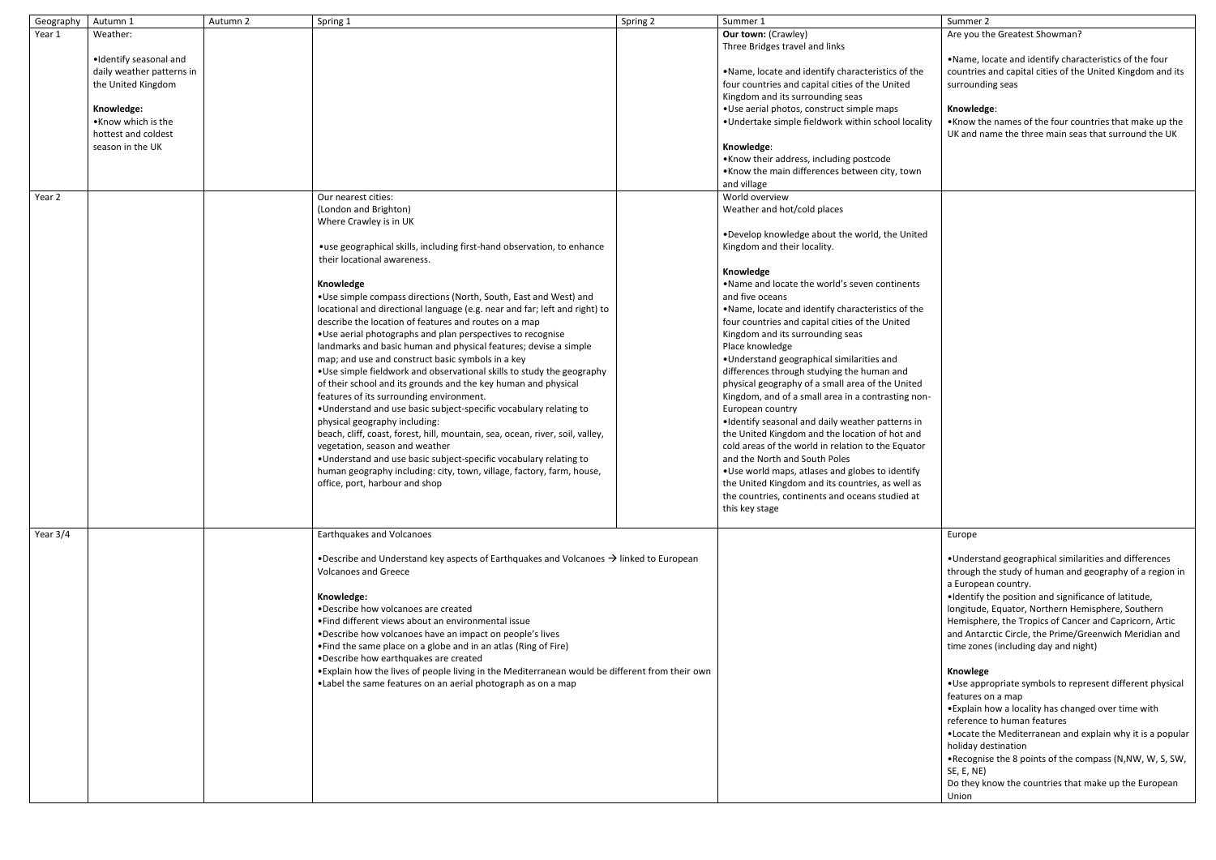| Geography | Autumn 1 | Autumn 2 | Spring 1 | Spring 2 | Summer 1 | Summer 2 |
|---|---|---|---|---|---|---|
| Year 1 | Weather:<br><br>•Identify seasonal and daily weather patterns in the United Kingdom<br><br>**Knowledge:**<br>•Know which is the hottest and coldest season in the UK | | | | **Our town:** (Crawley)<br>Three Bridges travel and links<br><br>•Name, locate and identify characteristics of the four countries and capital cities of the United Kingdom and its surrounding seas<br>•Use aerial photos, construct simple maps<br>•Undertake simple fieldwork within school locality<br><br>**Knowledge**:<br>•Know their address, including postcode<br>•Know the main differences between city, town and village | Are you the Greatest Showman?<br><br>•Name, locate and identify characteristics of the four countries and capital cities of the United Kingdom and its surrounding seas<br><br>**Knowledge**:<br>•Know the names of the four countries that make up the UK and name the three main seas that surround the UK |
| Year 2 | | | Our nearest cities:<br>(London and Brighton)<br>Where Crawley is in UK<br><br>•use geographical skills, including first-hand observation, to enhance their locational awareness.<br><br>**Knowledge**<br>•Use simple compass directions (North, South, East and West) and locational and directional language (e.g. near and far; left and right) to describe the location of features and routes on a map<br>•Use aerial photographs and plan perspectives to recognise landmarks and basic human and physical features; devise a simple map; and use and construct basic symbols in a key<br>•Use simple fieldwork and observational skills to study the geography of their school and its grounds and the key human and physical features of its surrounding environment.<br>•Understand and use basic subject-specific vocabulary relating to physical geography including:<br>beach, cliff, coast, forest, hill, mountain, sea, ocean, river, soil, valley, vegetation, season and weather<br>•Understand and use basic subject-specific vocabulary relating to human geography including: city, town, village, factory, farm, house, office, port, harbour and shop | | World overview<br>Weather and hot/cold places<br><br>•Develop knowledge about the world, the United Kingdom and their locality.<br><br>**Knowledge**<br>•Name and locate the world's seven continents and five oceans<br>•Name, locate and identify characteristics of the four countries and capital cities of the United Kingdom and its surrounding seas<br>Place knowledge<br>•Understand geographical similarities and differences through studying the human and physical geography of a small area of the United Kingdom, and of a small area in a contrasting non-European country<br>•Identify seasonal and daily weather patterns in the United Kingdom and the location of hot and cold areas of the world in relation to the Equator and the North and South Poles<br>•Use world maps, atlases and globes to identify the United Kingdom and its countries, as well as the countries, continents and oceans studied at this key stage | |
| Year 3/4 | | | Earthquakes and Volcanoes<br><br>•Describe and Understand key aspects of Earthquakes and Volcanoes → linked to European Volcanoes and Greece<br><br>**Knowledge:**<br>•Describe how volcanoes are created<br>•Find different views about an environmental issue<br>•Describe how volcanoes have an impact on people's lives<br>•Find the same place on a globe and in an atlas (Ring of Fire)<br>•Describe how earthquakes are created<br>•Explain how the lives of people living in the Mediterranean would be different from their own<br>•Label the same features on an aerial photograph as on a map | | | Europe<br><br>•Understand geographical similarities and differences through the study of human and geography of a region in a European country.<br>•Identify the position and significance of latitude, longitude, Equator, Northern Hemisphere, Southern Hemisphere, the Tropics of Cancer and Capricorn, Artic and Antarctic Circle, the Prime/Greenwich Meridian and time zones (including day and night)<br><br>**Knowlege**<br>•Use appropriate symbols to represent different physical features on a map<br>•Explain how a locality has changed over time with reference to human features<br>•Locate the Mediterranean and explain why it is a popular holiday destination<br>•Recognise the 8 points of the compass (N,NW, W, S, SW, SE, E, NE)<br>Do they know the countries that make up the European Union |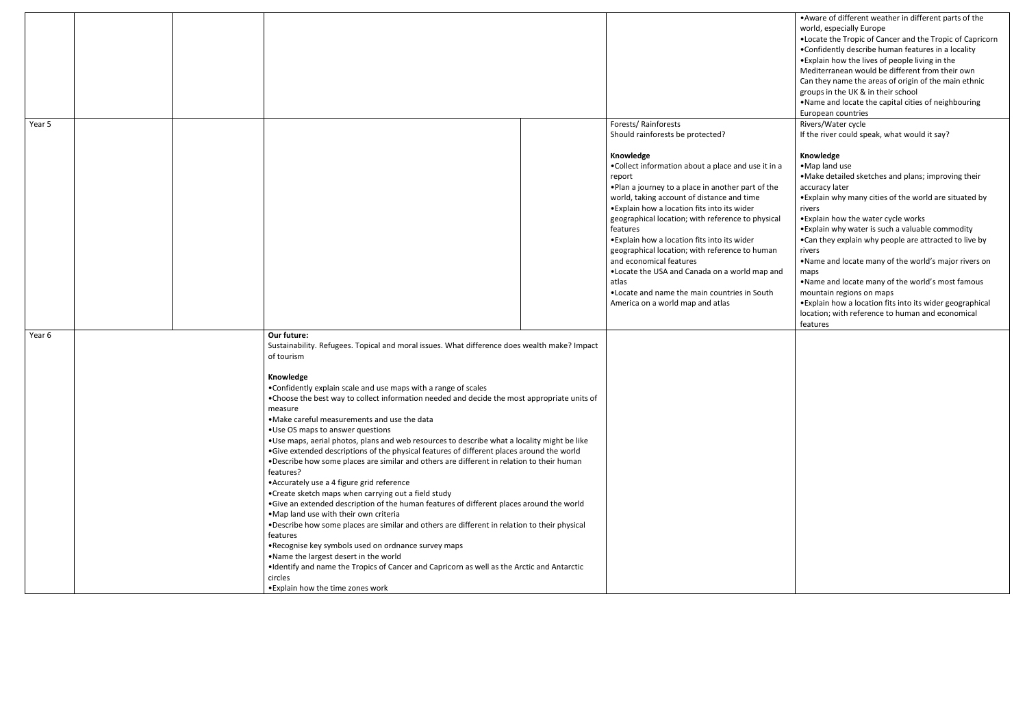| | | | | | | |
|---|---|---|---|---|---|---|
| | | | | | | •Aware of different weather in different parts of the world, especially Europe<br>•Locate the Tropic of Cancer and the Tropic of Capricorn<br>•Confidently describe human features in a locality<br>•Explain how the lives of people living in the Mediterranean would be different from their own<br>Can they name the areas of origin of the main ethnic groups in the UK & in their school<br>•Name and locate the capital cities of neighbouring European countries |
| Year 5 | | | | | Forests/ Rainforests<br>Should rainforests be protected?<br><br>**Knowledge**<br>•Collect information about a place and use it in a report<br>•Plan a journey to a place in another part of the world, taking account of distance and time<br>•Explain how a location fits into its wider geographical location; with reference to physical features<br>•Explain how a location fits into its wider geographical location; with reference to human and economical features<br>•Locate the USA and Canada on a world map and atlas<br>•Locate and name the main countries in South America on a world map and atlas | Rivers/Water cycle<br>If the river could speak, what would it say?<br><br>**Knowledge**<br>•Map land use<br>•Make detailed sketches and plans; improving their accuracy later<br>•Explain why many cities of the world are situated by rivers<br>•Explain how the water cycle works<br>•Explain why water is such a valuable commodity<br>•Can they explain why people are attracted to live by rivers<br>•Name and locate many of the world's major rivers on maps<br>•Name and locate many of the world's most famous mountain regions on maps<br>•Explain how a location fits into its wider geographical location; with reference to human and economical features |
| Year 6 | | | **Our future:**<br>Sustainability. Refugees. Topical and moral issues. What difference does wealth make? Impact of tourism<br><br>**Knowledge**<br>•Confidently explain scale and use maps with a range of scales<br>•Choose the best way to collect information needed and decide the most appropriate units of measure<br>•Make careful measurements and use the data<br>•Use OS maps to answer questions<br>•Use maps, aerial photos, plans and web resources to describe what a locality might be like<br>•Give extended descriptions of the physical features of different places around the world<br>•Describe how some places are similar and others are different in relation to their human features?<br>•Accurately use a 4 figure grid reference<br>•Create sketch maps when carrying out a field study<br>•Give an extended description of the human features of different places around the world<br>•Map land use with their own criteria<br>•Describe how some places are similar and others are different in relation to their physical features<br>•Recognise key symbols used on ordnance survey maps<br>•Name the largest desert in the world<br>•Identify and name the Tropics of Cancer and Capricorn as well as the Arctic and Antarctic circles<br>•Explain how the time zones work | | | |